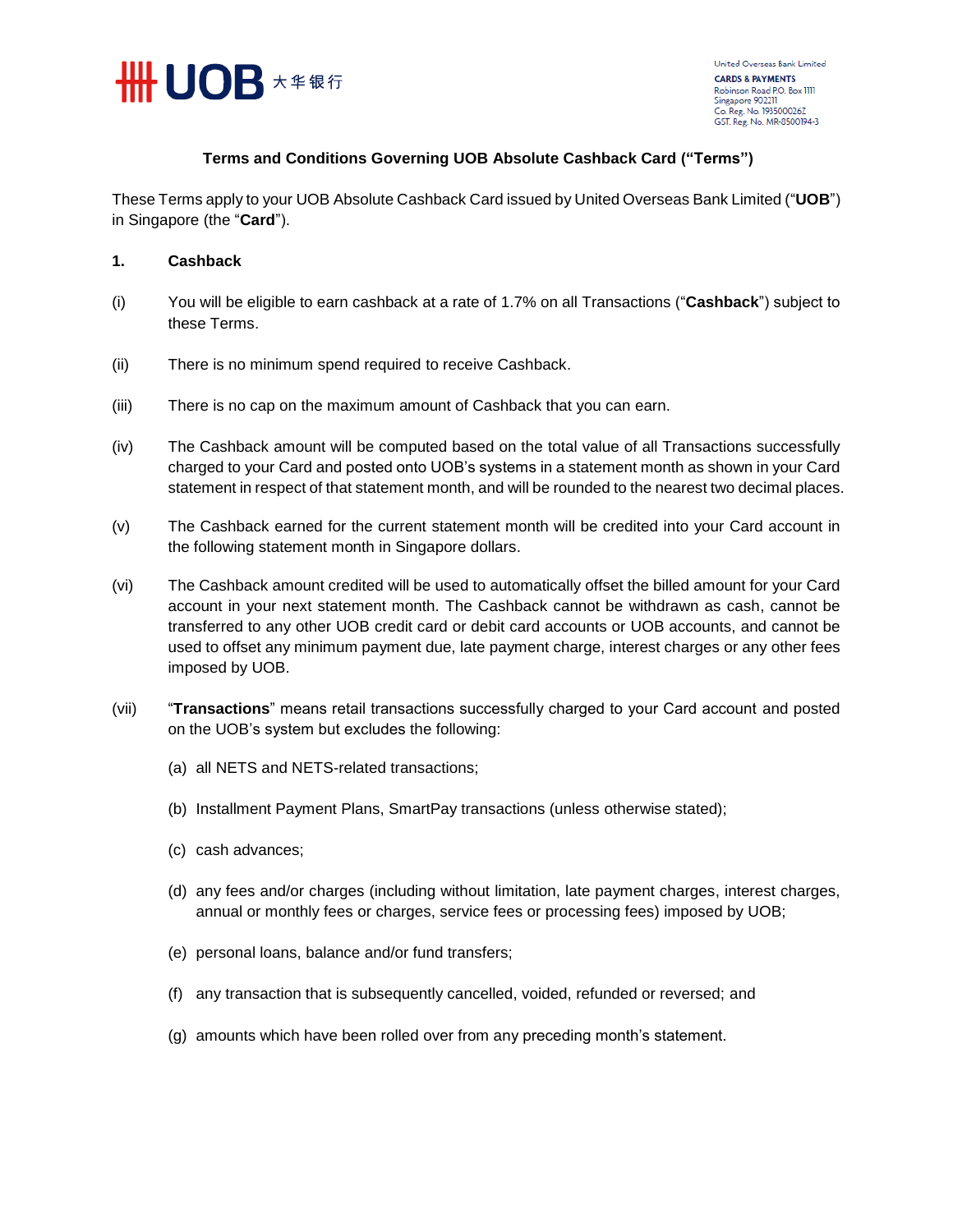United Overseas Bank Limited
**CARDS & PAYMENTS**
Robinson Road P.O. Box 1111
Singapore 902211
Co. Reg. No. 193500026Z
GST. Reg. No. MR-8500194-3

# Terms and Conditions Governing UOB Absolute Cashback Card ("Terms")

These Terms apply to your UOB Absolute Cashback Card issued by United Overseas Bank Limited ("**UOB**") in Singapore (the "**Card**").

## 1. Cashback

(i) You will be eligible to earn cashback at a rate of 1.7% on all Transactions ("**Cashback**") subject to these Terms.

(ii) There is no minimum spend required to receive Cashback.

(iii) There is no cap on the maximum amount of Cashback that you can earn.

(iv) The Cashback amount will be computed based on the total value of all Transactions successfully charged to your Card and posted onto UOB's systems in a statement month as shown in your Card statement in respect of that statement month, and will be rounded to the nearest two decimal places.

(v) The Cashback earned for the current statement month will be credited into your Card account in the following statement month in Singapore dollars.

(vi) The Cashback amount credited will be used to automatically offset the billed amount for your Card account in your next statement month. The Cashback cannot be withdrawn as cash, cannot be transferred to any other UOB credit card or debit card accounts or UOB accounts, and cannot be used to offset any minimum payment due, late payment charge, interest charges or any other fees imposed by UOB.

(vii) "**Transactions**" means retail transactions successfully charged to your Card account and posted on the UOB's system but excludes the following:

(a) all NETS and NETS-related transactions;

(b) Installment Payment Plans, SmartPay transactions (unless otherwise stated);

(c) cash advances;

(d) any fees and/or charges (including without limitation, late payment charges, interest charges, annual or monthly fees or charges, service fees or processing fees) imposed by UOB;

(e) personal loans, balance and/or fund transfers;

(f) any transaction that is subsequently cancelled, voided, refunded or reversed; and

(g) amounts which have been rolled over from any preceding month's statement.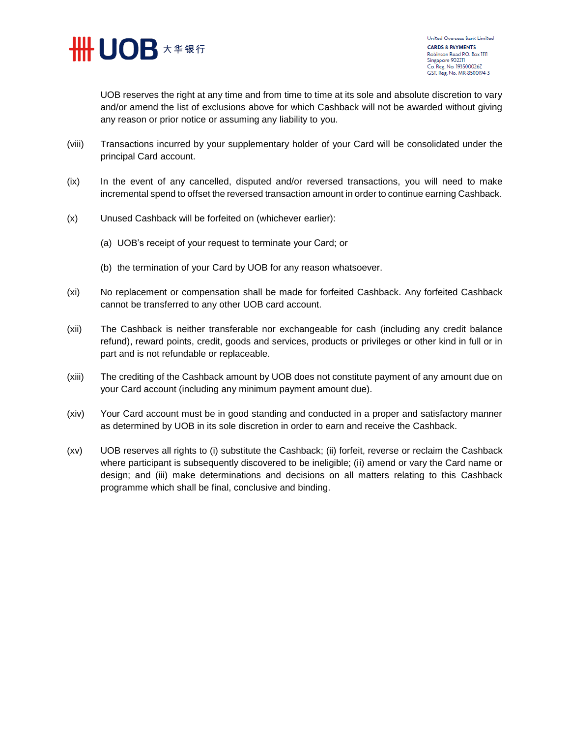UOB reserves the right at any time and from time to time at its sole and absolute discretion to vary and/or amend the list of exclusions above for which Cashback will not be awarded without giving any reason or prior notice or assuming any liability to you.

(viii) Transactions incurred by your supplementary holder of your Card will be consolidated under the principal Card account.

(ix) In the event of any cancelled, disputed and/or reversed transactions, you will need to make incremental spend to offset the reversed transaction amount in order to continue earning Cashback.

(x) Unused Cashback will be forfeited on (whichever earlier):

(a) UOB's receipt of your request to terminate your Card; or

(b) the termination of your Card by UOB for any reason whatsoever.

(xi) No replacement or compensation shall be made for forfeited Cashback. Any forfeited Cashback cannot be transferred to any other UOB card account.

(xii) The Cashback is neither transferable nor exchangeable for cash (including any credit balance refund), reward points, credit, goods and services, products or privileges or other kind in full or in part and is not refundable or replaceable.

(xiii) The crediting of the Cashback amount by UOB does not constitute payment of any amount due on your Card account (including any minimum payment amount due).

(xiv) Your Card account must be in good standing and conducted in a proper and satisfactory manner as determined by UOB in its sole discretion in order to earn and receive the Cashback.

(xv) UOB reserves all rights to (i) substitute the Cashback; (ii) forfeit, reverse or reclaim the Cashback where participant is subsequently discovered to be ineligible; (ii) amend or vary the Card name or design; and (iii) make determinations and decisions on all matters relating to this Cashback programme which shall be final, conclusive and binding.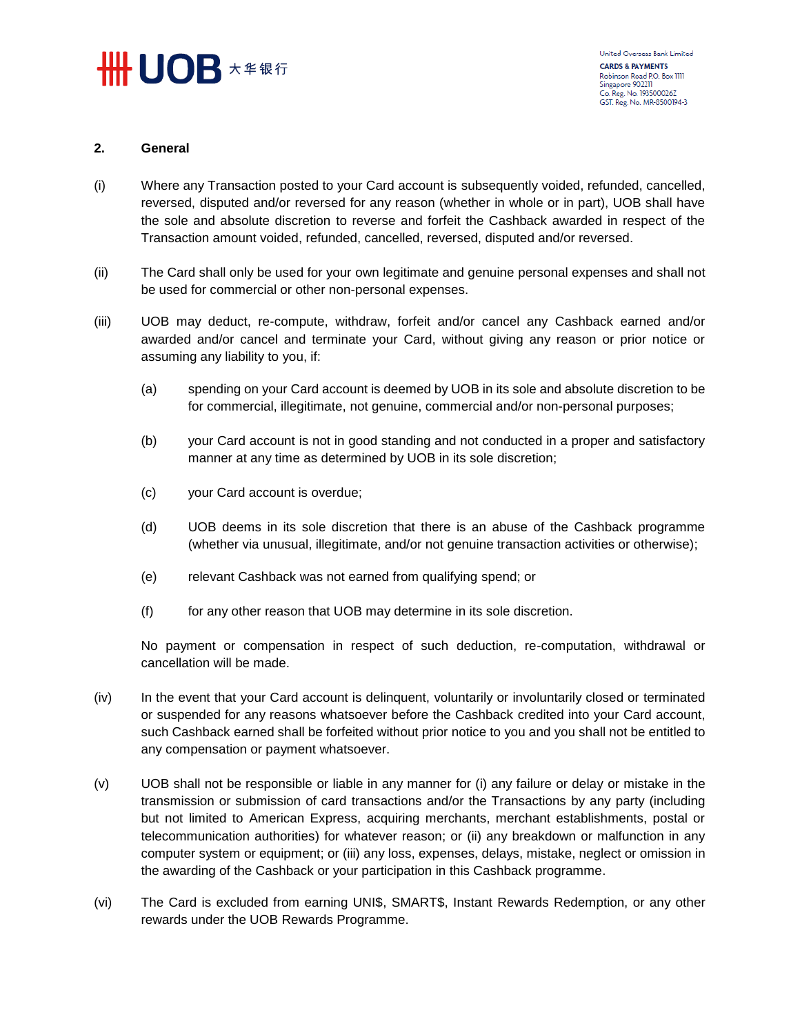## 2. General

(i) Where any Transaction posted to your Card account is subsequently voided, refunded, cancelled, reversed, disputed and/or reversed for any reason (whether in whole or in part), UOB shall have the sole and absolute discretion to reverse and forfeit the Cashback awarded in respect of the Transaction amount voided, refunded, cancelled, reversed, disputed and/or reversed.

(ii) The Card shall only be used for your own legitimate and genuine personal expenses and shall not be used for commercial or other non-personal expenses.

(iii) UOB may deduct, re-compute, withdraw, forfeit and/or cancel any Cashback earned and/or awarded and/or cancel and terminate your Card, without giving any reason or prior notice or assuming any liability to you, if:

(a) spending on your Card account is deemed by UOB in its sole and absolute discretion to be for commercial, illegitimate, not genuine, commercial and/or non-personal purposes;

(b) your Card account is not in good standing and not conducted in a proper and satisfactory manner at any time as determined by UOB in its sole discretion;

(c) your Card account is overdue;

(d) UOB deems in its sole discretion that there is an abuse of the Cashback programme (whether via unusual, illegitimate, and/or not genuine transaction activities or otherwise);

(e) relevant Cashback was not earned from qualifying spend; or

(f) for any other reason that UOB may determine in its sole discretion.

No payment or compensation in respect of such deduction, re-computation, withdrawal or cancellation will be made.

(iv) In the event that your Card account is delinquent, voluntarily or involuntarily closed or terminated or suspended for any reasons whatsoever before the Cashback credited into your Card account, such Cashback earned shall be forfeited without prior notice to you and you shall not be entitled to any compensation or payment whatsoever.

(v) UOB shall not be responsible or liable in any manner for (i) any failure or delay or mistake in the transmission or submission of card transactions and/or the Transactions by any party (including but not limited to American Express, acquiring merchants, merchant establishments, postal or telecommunication authorities) for whatever reason; or (ii) any breakdown or malfunction in any computer system or equipment; or (iii) any loss, expenses, delays, mistake, neglect or omission in the awarding of the Cashback or your participation in this Cashback programme.

(vi) The Card is excluded from earning UNI$, SMART$, Instant Rewards Redemption, or any other rewards under the UOB Rewards Programme.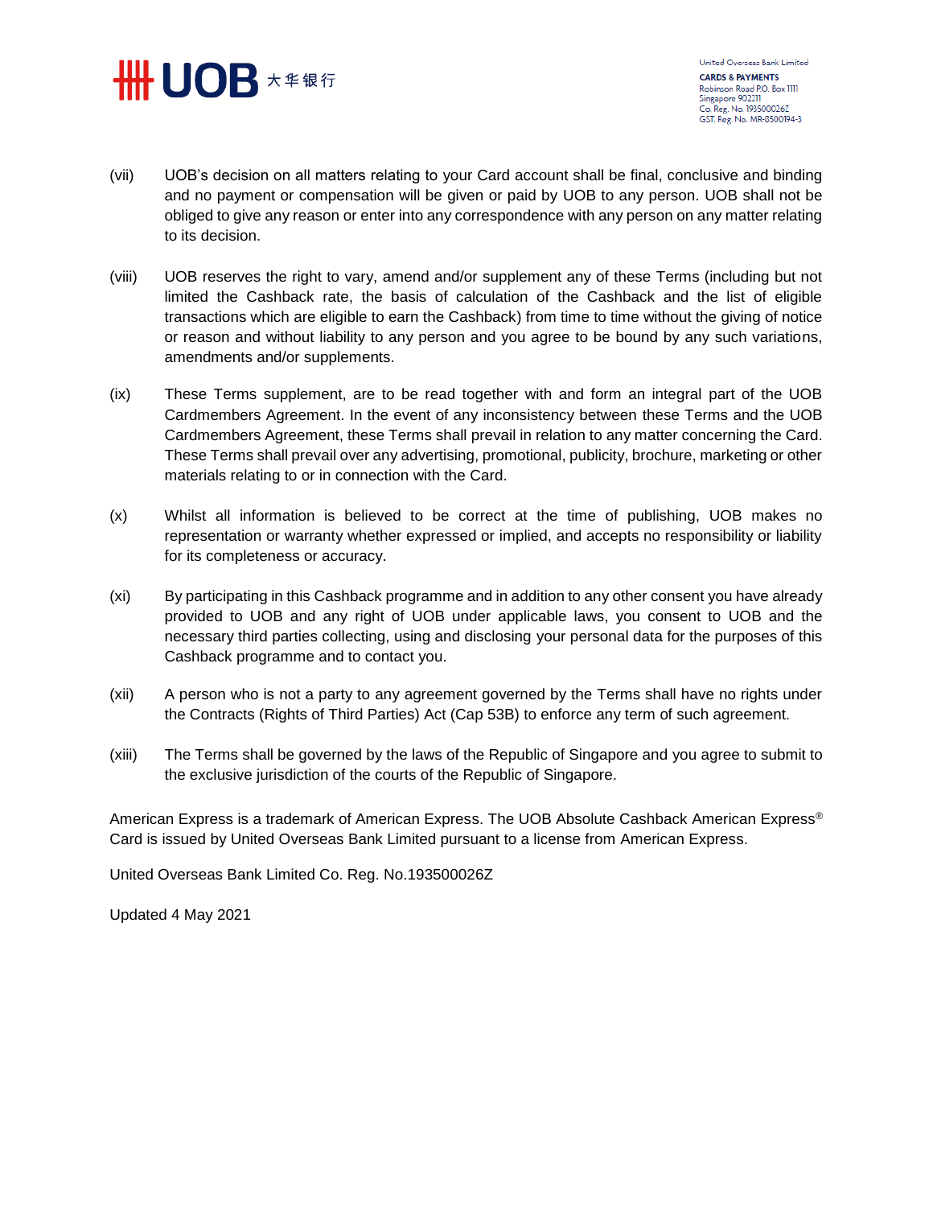(vii) UOB's decision on all matters relating to your Card account shall be final, conclusive and binding and no payment or compensation will be given or paid by UOB to any person. UOB shall not be obliged to give any reason or enter into any correspondence with any person on any matter relating to its decision.

(viii) UOB reserves the right to vary, amend and/or supplement any of these Terms (including but not limited the Cashback rate, the basis of calculation of the Cashback and the list of eligible transactions which are eligible to earn the Cashback) from time to time without the giving of notice or reason and without liability to any person and you agree to be bound by any such variations, amendments and/or supplements.

(ix) These Terms supplement, are to be read together with and form an integral part of the UOB Cardmembers Agreement. In the event of any inconsistency between these Terms and the UOB Cardmembers Agreement, these Terms shall prevail in relation to any matter concerning the Card. These Terms shall prevail over any advertising, promotional, publicity, brochure, marketing or other materials relating to or in connection with the Card.

(x) Whilst all information is believed to be correct at the time of publishing, UOB makes no representation or warranty whether expressed or implied, and accepts no responsibility or liability for its completeness or accuracy.

(xi) By participating in this Cashback programme and in addition to any other consent you have already provided to UOB and any right of UOB under applicable laws, you consent to UOB and the necessary third parties collecting, using and disclosing your personal data for the purposes of this Cashback programme and to contact you.

(xii) A person who is not a party to any agreement governed by the Terms shall have no rights under the Contracts (Rights of Third Parties) Act (Cap 53B) to enforce any term of such agreement.

(xiii) The Terms shall be governed by the laws of the Republic of Singapore and you agree to submit to the exclusive jurisdiction of the courts of the Republic of Singapore.

American Express is a trademark of American Express. The UOB Absolute Cashback American Express® Card is issued by United Overseas Bank Limited pursuant to a license from American Express.

United Overseas Bank Limited Co. Reg. No.193500026Z

Updated 4 May 2021